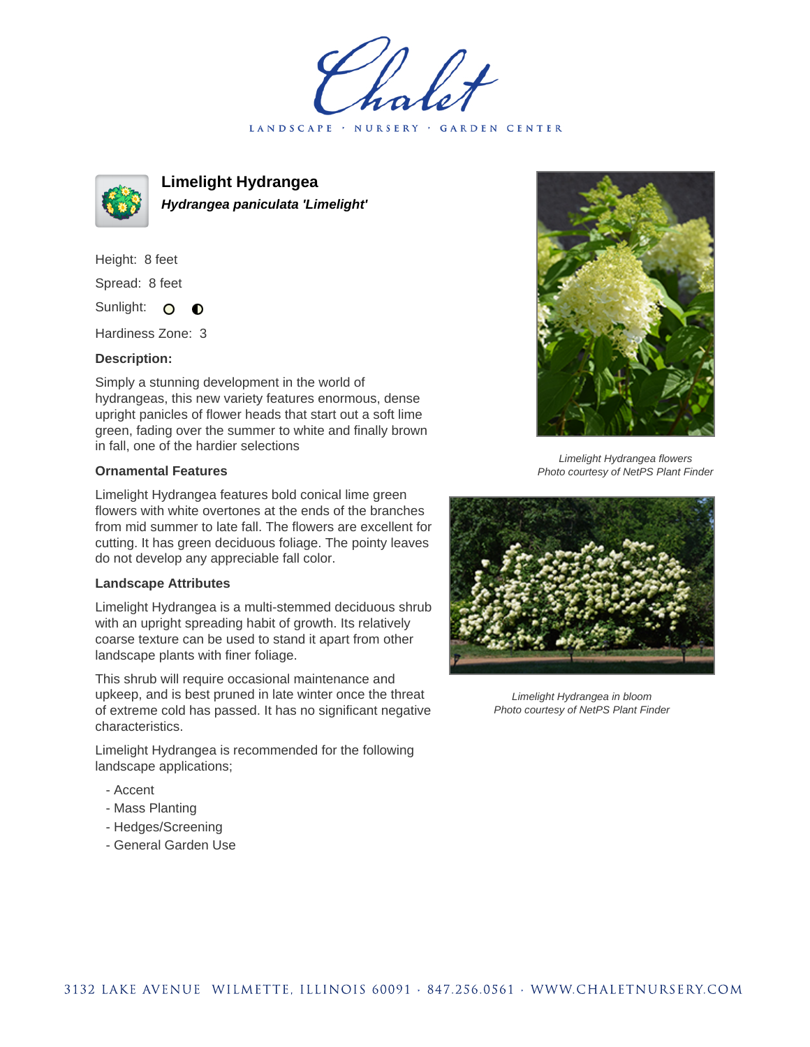# Limelight Hydrangea

***Hydrangea paniculata 'Limelight'***

Height: 8 feet

Spread: 8 feet

Sunlight: ○ ◐

Hardiness Zone: 3

**Description:**

Simply a stunning development in the world of hydrangeas, this new variety features enormous, dense upright panicles of flower heads that start out a soft lime green, fading over the summer to white and finally brown in fall, one of the hardier selections

### Ornamental Features

Limelight Hydrangea features bold conical lime green flowers with white overtones at the ends of the branches from mid summer to late fall. The flowers are excellent for cutting. It has green deciduous foliage. The pointy leaves do not develop any appreciable fall color.

### Landscape Attributes

Limelight Hydrangea is a multi-stemmed deciduous shrub with an upright spreading habit of growth. Its relatively coarse texture can be used to stand it apart from other landscape plants with finer foliage.

This shrub will require occasional maintenance and upkeep, and is best pruned in late winter once the threat of extreme cold has passed. It has no significant negative characteristics.

Limelight Hydrangea is recommended for the following landscape applications;

- Accent
- Mass Planting
- Hedges/Screening
- General Garden Use

*Limelight Hydrangea flowers*
*Photo courtesy of NetPS Plant Finder*

*Limelight Hydrangea in bloom*
*Photo courtesy of NetPS Plant Finder*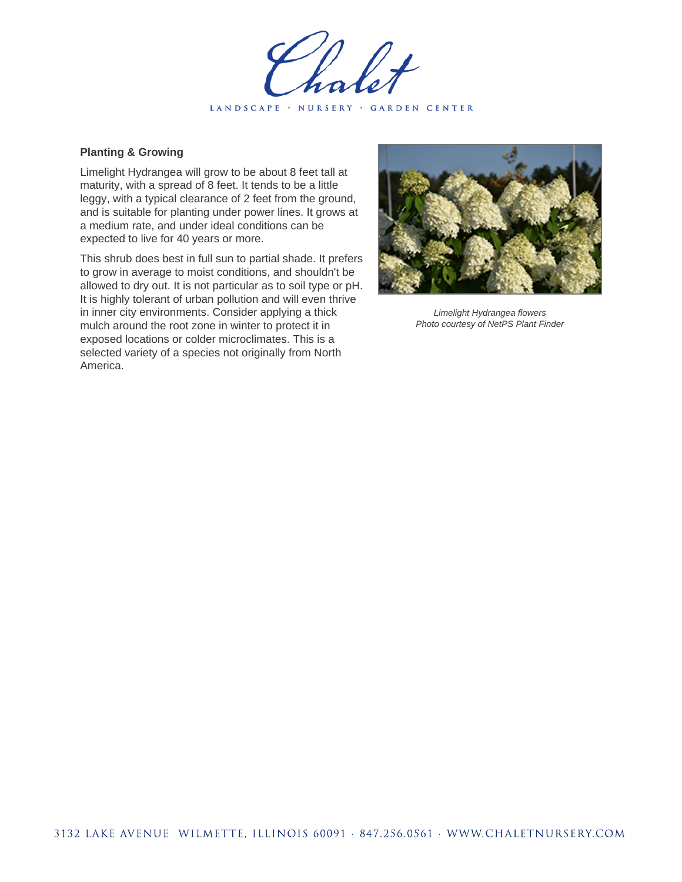## Planting & Growing

Limelight Hydrangea will grow to be about 8 feet tall at maturity, with a spread of 8 feet. It tends to be a little leggy, with a typical clearance of 2 feet from the ground, and is suitable for planting under power lines. It grows at a medium rate, and under ideal conditions can be expected to live for 40 years or more.

This shrub does best in full sun to partial shade. It prefers to grow in average to moist conditions, and shouldn't be allowed to dry out. It is not particular as to soil type or pH. It is highly tolerant of urban pollution and will even thrive in inner city environments. Consider applying a thick mulch around the root zone in winter to protect it in exposed locations or colder microclimates. This is a selected variety of a species not originally from North America.

*Limelight Hydrangea flowers*
*Photo courtesy of NetPS Plant Finder*